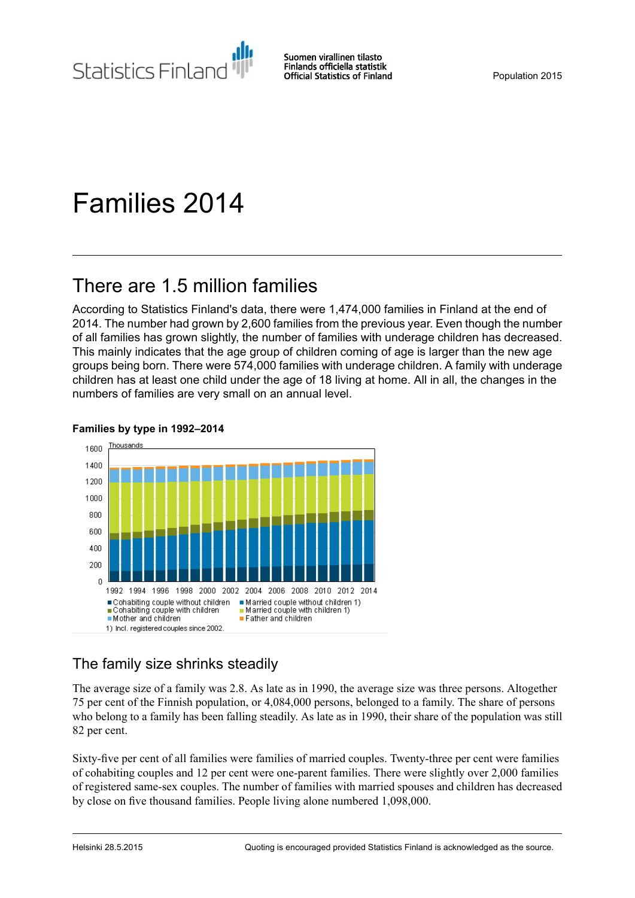# Families 2014

## There are 1.5 million families

According to Statistics Finland's data, there were 1,474,000 families in Finland at the end of 2014. The number had grown by 2,600 families from the previous year. Even though the number of all families has grown slightly, the number of families with underage children has decreased. This mainly indicates that the age group of children coming of age is larger than the new age groups being born. There were 574,000 families with underage children. A family with underage children has at least one child under the age of 18 living at home. All in all, the changes in the numbers of families are very small on an annual level.

**Families by type in 1992–2014**

Thousands

■ Cohabiting couple without children ■ Married couple without children 1)
■ Cohabiting couple with children ■ Married couple with children 1)
■ Mother and children ■ Father and children

1) Incl. registered couples since 2002.

## The family size shrinks steadily

The average size of a family was 2.8. As late as in 1990, the average size was three persons. Altogether 75 per cent of the Finnish population, or 4,084,000 persons, belonged to a family. The share of persons who belong to a family has been falling steadily. As late as in 1990, their share of the population was still 82 per cent.

Sixty-five per cent of all families were families of married couples. Twenty-three per cent were families of cohabiting couples and 12 per cent were one-parent families. There were slightly over 2,000 families of registered same-sex couples. The number of families with married spouses and children has decreased by close on five thousand families. People living alone numbered 1,098,000.

Helsinki 28.5.2015

Quoting is encouraged provided Statistics Finland is acknowledged as the source.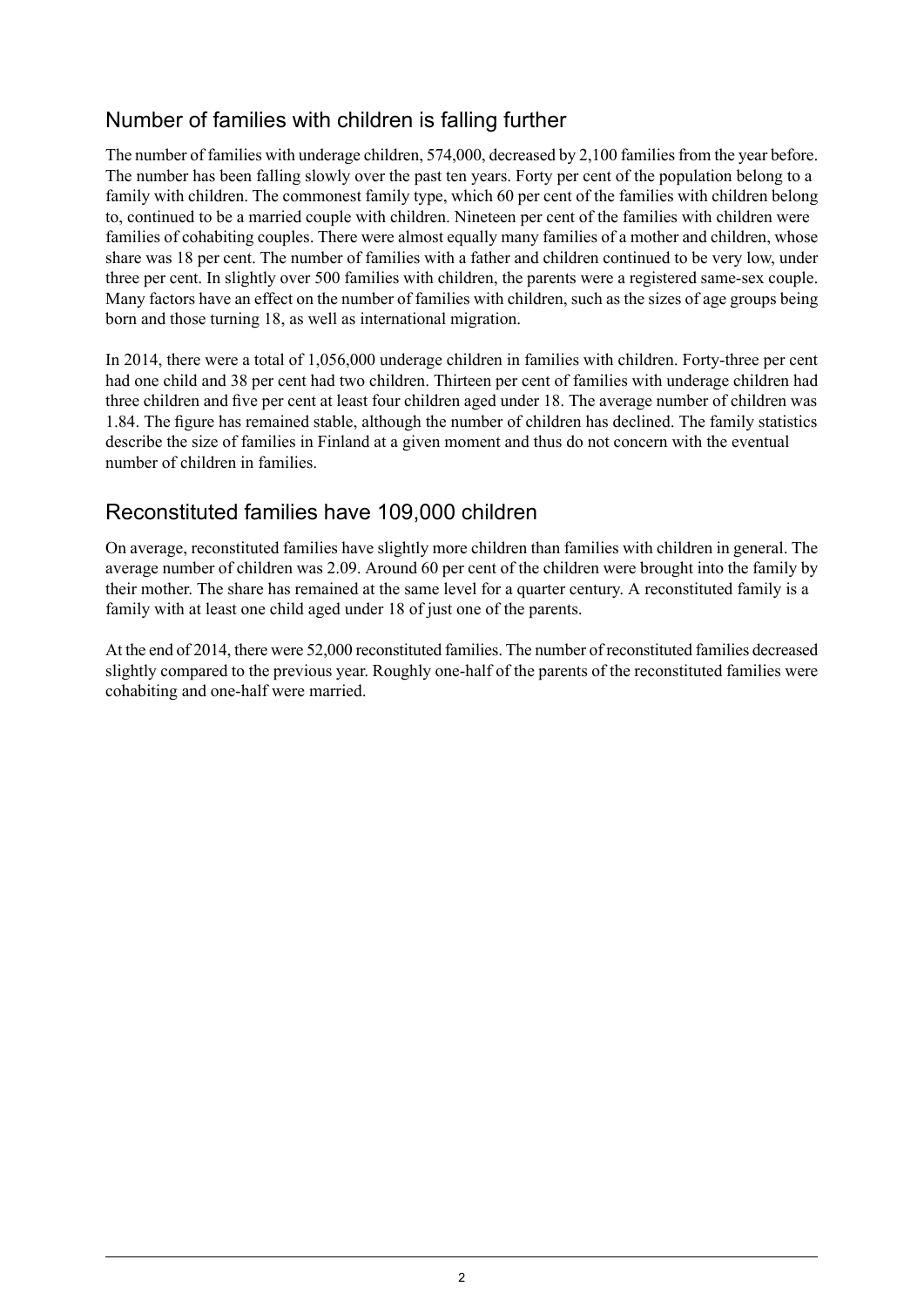## Number of families with children is falling further

The number of families with underage children, 574,000, decreased by 2,100 families from the year before. The number has been falling slowly over the past ten years. Forty per cent of the population belong to a family with children. The commonest family type, which 60 per cent of the families with children belong to, continued to be a married couple with children. Nineteen per cent of the families with children were families of cohabiting couples. There were almost equally many families of a mother and children, whose share was 18 per cent. The number of families with a father and children continued to be very low, under three per cent. In slightly over 500 families with children, the parents were a registered same-sex couple. Many factors have an effect on the number of families with children, such as the sizes of age groups being born and those turning 18, as well as international migration.

In 2014, there were a total of 1,056,000 underage children in families with children. Forty-three per cent had one child and 38 per cent had two children. Thirteen per cent of families with underage children had three children and five per cent at least four children aged under 18. The average number of children was 1.84. The figure has remained stable, although the number of children has declined. The family statistics describe the size of families in Finland at a given moment and thus do not concern with the eventual number of children in families.

## Reconstituted families have 109,000 children

On average, reconstituted families have slightly more children than families with children in general. The average number of children was 2.09. Around 60 per cent of the children were brought into the family by their mother. The share has remained at the same level for a quarter century. A reconstituted family is a family with at least one child aged under 18 of just one of the parents.

At the end of 2014, there were 52,000 reconstituted families. The number of reconstituted families decreased slightly compared to the previous year. Roughly one-half of the parents of the reconstituted families were cohabiting and one-half were married.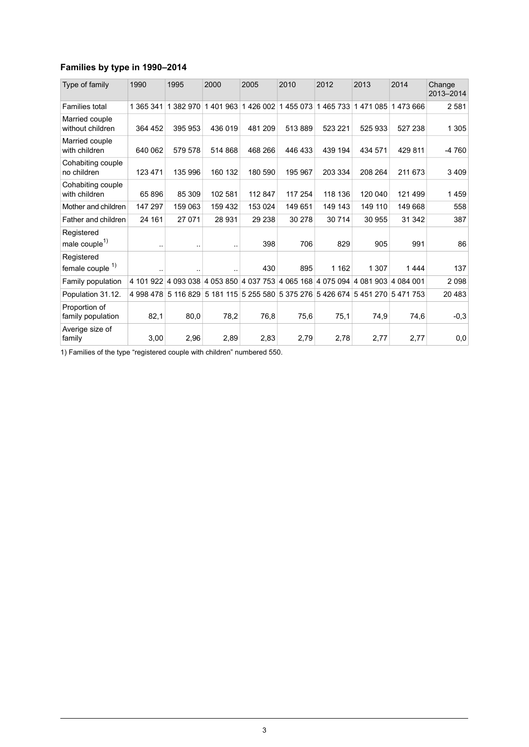### Families by type in 1990–2014

| Type of family | 1990 | 1995 | 2000 | 2005 | 2010 | 2012 | 2013 | 2014 | Change 2013–2014 |
|---|---|---|---|---|---|---|---|---|---|
| Families total | 1 365 341 | 1 382 970 | 1 401 963 | 1 426 002 | 1 455 073 | 1 465 733 | 1 471 085 | 1 473 666 | 2 581 |
| Married couple without children | 364 452 | 395 953 | 436 019 | 481 209 | 513 889 | 523 221 | 525 933 | 527 238 | 1 305 |
| Married couple with children | 640 062 | 579 578 | 514 868 | 468 266 | 446 433 | 439 194 | 434 571 | 429 811 | -4 760 |
| Cohabiting couple no children | 123 471 | 135 996 | 160 132 | 180 590 | 195 967 | 203 334 | 208 264 | 211 673 | 3 409 |
| Cohabiting couple with children | 65 896 | 85 309 | 102 581 | 112 847 | 117 254 | 118 136 | 120 040 | 121 499 | 1 459 |
| Mother and children | 147 297 | 159 063 | 159 432 | 153 024 | 149 651 | 149 143 | 149 110 | 149 668 | 558 |
| Father and children | 24 161 | 27 071 | 28 931 | 29 238 | 30 278 | 30 714 | 30 955 | 31 342 | 387 |
| Registered male couple[1)] | .. | .. | .. | 398 | 706 | 829 | 905 | 991 | 86 |
| Registered female couple [1)] | .. | .. | .. | 430 | 895 | 1 162 | 1 307 | 1 444 | 137 |
| Family population | 4 101 922 | 4 093 038 | 4 053 850 | 4 037 753 | 4 065 168 | 4 075 094 | 4 081 903 | 4 084 001 | 2 098 |
| Population 31.12. | 4 998 478 | 5 116 829 | 5 181 115 | 5 255 580 | 5 375 276 | 5 426 674 | 5 451 270 | 5 471 753 | 20 483 |
| Proportion of family population | 82,1 | 80,0 | 78,2 | 76,8 | 75,6 | 75,1 | 74,9 | 74,6 | -0,3 |
| Averige size of family | 3,00 | 2,96 | 2,89 | 2,83 | 2,79 | 2,78 | 2,77 | 2,77 | 0,0 |

1) Families of the type "registered couple with children" numbered 550.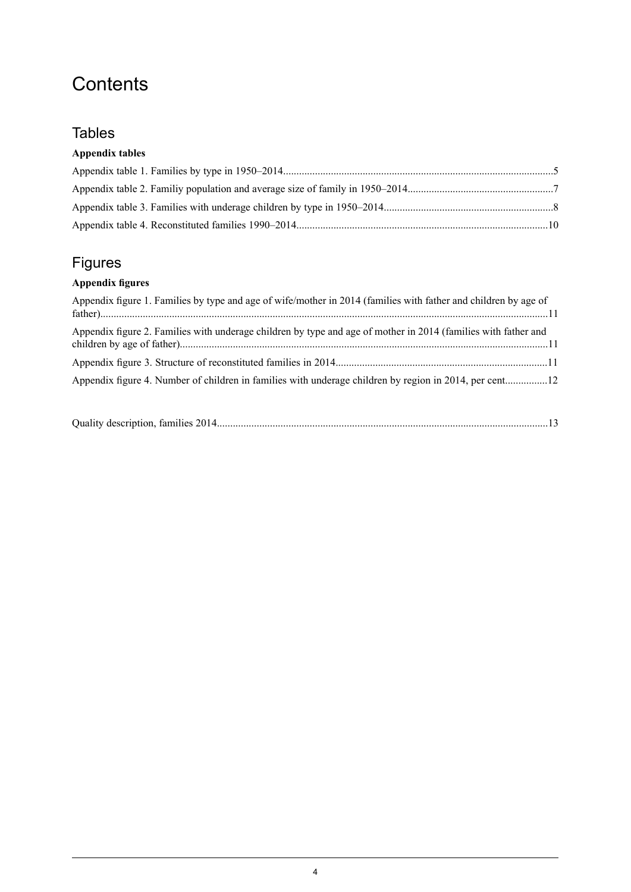# Contents

## Tables

**Appendix tables**

Appendix table 1. Families by type in 1950–2014.....................................................................................................5

Appendix table 2. Familiy population and average size of family in 1950–2014......................................................7

Appendix table 3. Families with underage children by type in 1950–2014...............................................................8

Appendix table 4. Reconstituted families 1990–2014.............................................................................................10

## Figures

**Appendix figures**

Appendix figure 1. Families by type and age of wife/mother in 2014 (families with father and children by age of father).......................................................................................................................................................11

Appendix figure 2. Families with underage children by type and age of mother in 2014 (families with father and children by age of father).........................................................................................................................11

Appendix figure 3. Structure of reconstituted families in 2014...............................................................................11

Appendix figure 4. Number of children in families with underage children by region in 2014, per cent................12

Quality description, families 2014...........................................................................................................................13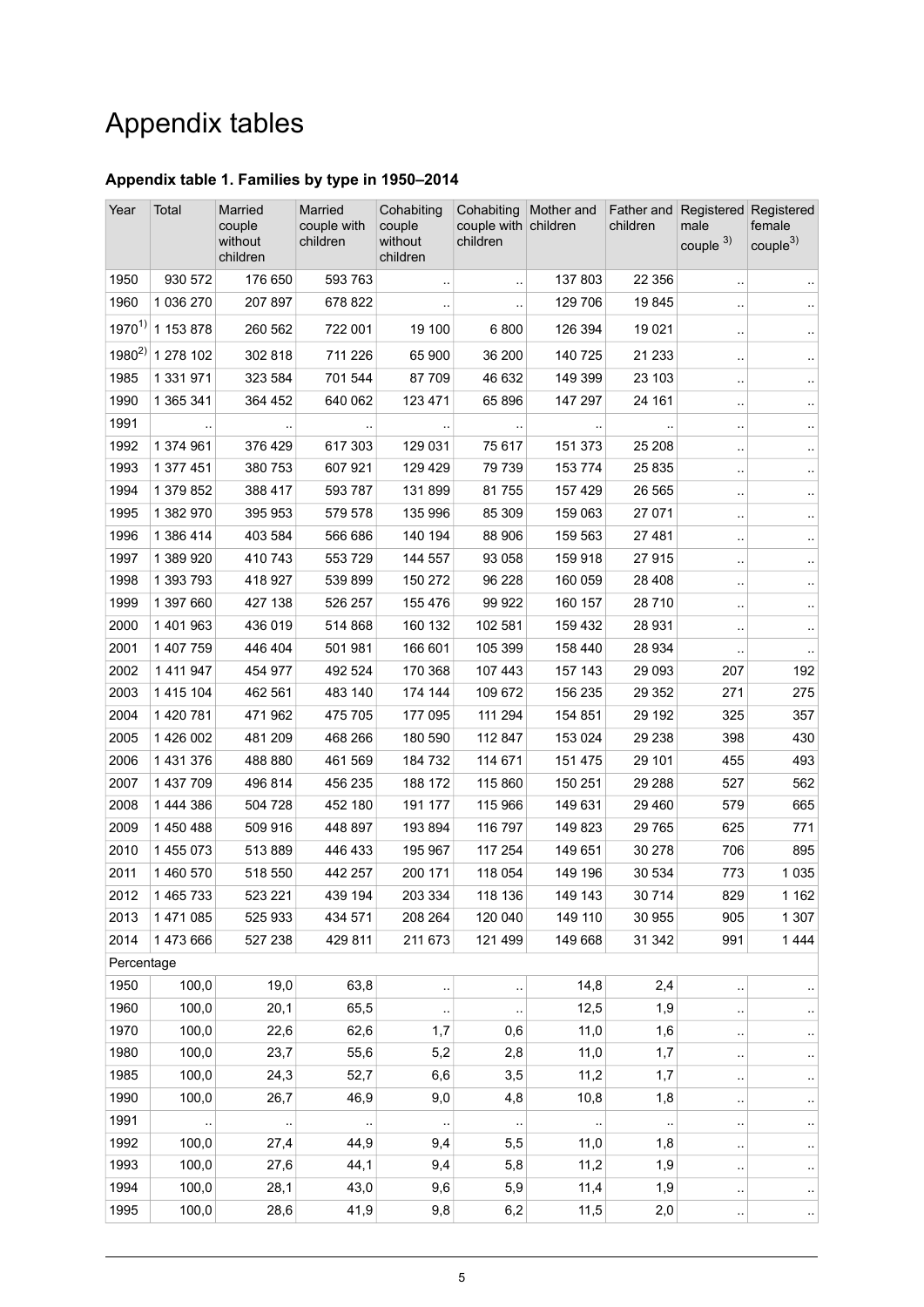# Appendix tables

### Appendix table 1. Families by type in 1950–2014

| Year | Total | Married couple without children | Married couple with children | Cohabiting couple without children | Cohabiting couple with children | Mother and children | Father and children | Registered male couple [3] | Registered female couple[3] |
|---|---|---|---|---|---|---|---|---|---|
| 1950 | 930 572 | 176 650 | 593 763 | .. | .. | 137 803 | 22 356 | .. | .. |
| 1960 | 1 036 270 | 207 897 | 678 822 | .. | .. | 129 706 | 19 845 | .. | .. |
| 1970[1] | 1 153 878 | 260 562 | 722 001 | 19 100 | 6 800 | 126 394 | 19 021 | .. | .. |
| 1980[2] | 1 278 102 | 302 818 | 711 226 | 65 900 | 36 200 | 140 725 | 21 233 | .. | .. |
| 1985 | 1 331 971 | 323 584 | 701 544 | 87 709 | 46 632 | 149 399 | 23 103 | .. | .. |
| 1990 | 1 365 341 | 364 452 | 640 062 | 123 471 | 65 896 | 147 297 | 24 161 | .. | .. |
| 1991 | .. | .. | .. | .. | .. | .. | .. | .. | .. |
| 1992 | 1 374 961 | 376 429 | 617 303 | 129 031 | 75 617 | 151 373 | 25 208 | .. | .. |
| 1993 | 1 377 451 | 380 753 | 607 921 | 129 429 | 79 739 | 153 774 | 25 835 | .. | .. |
| 1994 | 1 379 852 | 388 417 | 593 787 | 131 899 | 81 755 | 157 429 | 26 565 | .. | .. |
| 1995 | 1 382 970 | 395 953 | 579 578 | 135 996 | 85 309 | 159 063 | 27 071 | .. | .. |
| 1996 | 1 386 414 | 403 584 | 566 686 | 140 194 | 88 906 | 159 563 | 27 481 | .. | .. |
| 1997 | 1 389 920 | 410 743 | 553 729 | 144 557 | 93 058 | 159 918 | 27 915 | .. | .. |
| 1998 | 1 393 793 | 418 927 | 539 899 | 150 272 | 96 228 | 160 059 | 28 408 | .. | .. |
| 1999 | 1 397 660 | 427 138 | 526 257 | 155 476 | 99 922 | 160 157 | 28 710 | .. | .. |
| 2000 | 1 401 963 | 436 019 | 514 868 | 160 132 | 102 581 | 159 432 | 28 931 | .. | .. |
| 2001 | 1 407 759 | 446 404 | 501 981 | 166 601 | 105 399 | 158 440 | 28 934 | .. | .. |
| 2002 | 1 411 947 | 454 977 | 492 524 | 170 368 | 107 443 | 157 143 | 29 093 | 207 | 192 |
| 2003 | 1 415 104 | 462 561 | 483 140 | 174 144 | 109 672 | 156 235 | 29 352 | 271 | 275 |
| 2004 | 1 420 781 | 471 962 | 475 705 | 177 095 | 111 294 | 154 851 | 29 192 | 325 | 357 |
| 2005 | 1 426 002 | 481 209 | 468 266 | 180 590 | 112 847 | 153 024 | 29 238 | 398 | 430 |
| 2006 | 1 431 376 | 488 880 | 461 569 | 184 732 | 114 671 | 151 475 | 29 101 | 455 | 493 |
| 2007 | 1 437 709 | 496 814 | 456 235 | 188 172 | 115 860 | 150 251 | 29 288 | 527 | 562 |
| 2008 | 1 444 386 | 504 728 | 452 180 | 191 177 | 115 966 | 149 631 | 29 460 | 579 | 665 |
| 2009 | 1 450 488 | 509 916 | 448 897 | 193 894 | 116 797 | 149 823 | 29 765 | 625 | 771 |
| 2010 | 1 455 073 | 513 889 | 446 433 | 195 967 | 117 254 | 149 651 | 30 278 | 706 | 895 |
| 2011 | 1 460 570 | 518 550 | 442 257 | 200 171 | 118 054 | 149 196 | 30 534 | 773 | 1 035 |
| 2012 | 1 465 733 | 523 221 | 439 194 | 203 334 | 118 136 | 149 143 | 30 714 | 829 | 1 162 |
| 2013 | 1 471 085 | 525 933 | 434 571 | 208 264 | 120 040 | 149 110 | 30 955 | 905 | 1 307 |
| 2014 | 1 473 666 | 527 238 | 429 811 | 211 673 | 121 499 | 149 668 | 31 342 | 991 | 1 444 |
| Percentage | | | | | | | | | |
| 1950 | 100,0 | 19,0 | 63,8 | .. | .. | 14,8 | 2,4 | .. | .. |
| 1960 | 100,0 | 20,1 | 65,5 | .. | .. | 12,5 | 1,9 | .. | .. |
| 1970 | 100,0 | 22,6 | 62,6 | 1,7 | 0,6 | 11,0 | 1,6 | .. | .. |
| 1980 | 100,0 | 23,7 | 55,6 | 5,2 | 2,8 | 11,0 | 1,7 | .. | .. |
| 1985 | 100,0 | 24,3 | 52,7 | 6,6 | 3,5 | 11,2 | 1,7 | .. | .. |
| 1990 | 100,0 | 26,7 | 46,9 | 9,0 | 4,8 | 10,8 | 1,8 | .. | .. |
| 1991 | .. | .. | .. | .. | .. | .. | .. | .. | .. |
| 1992 | 100,0 | 27,4 | 44,9 | 9,4 | 5,5 | 11,0 | 1,8 | .. | .. |
| 1993 | 100,0 | 27,6 | 44,1 | 9,4 | 5,8 | 11,2 | 1,9 | .. | .. |
| 1994 | 100,0 | 28,1 | 43,0 | 9,6 | 5,9 | 11,4 | 1,9 | .. | .. |
| 1995 | 100,0 | 28,6 | 41,9 | 9,8 | 6,2 | 11,5 | 2,0 | .. | .. |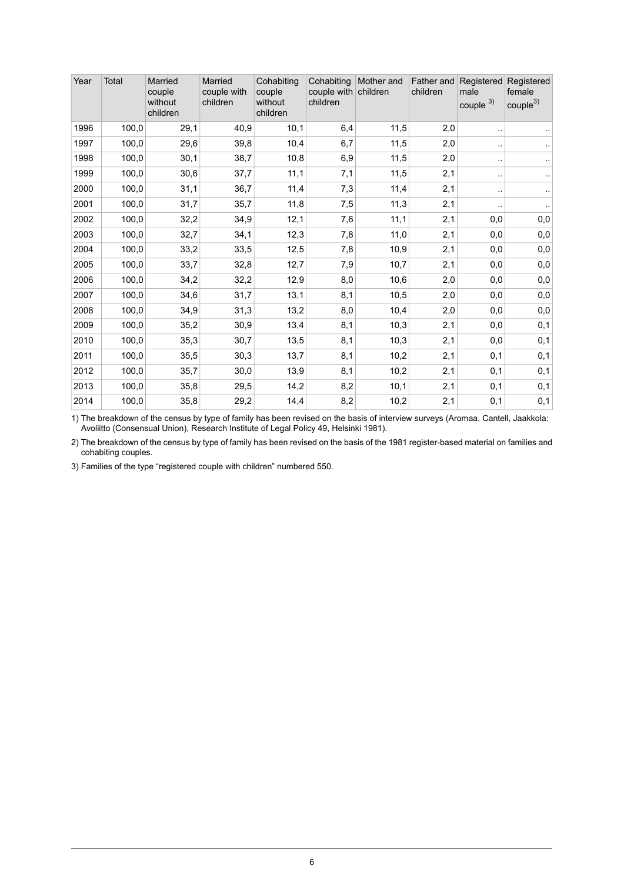| Year | Total | Married couple without children | Married couple with children | Cohabiting couple without children | Cohabiting couple with children | Mother and children | Father and children | Registered male couple [3)] | Registered female couple[3)] |
|---|---|---|---|---|---|---|---|---|---|
| 1996 | 100,0 | 29,1 | 40,9 | 10,1 | 6,4 | 11,5 | 2,0 | .. | .. |
| 1997 | 100,0 | 29,6 | 39,8 | 10,4 | 6,7 | 11,5 | 2,0 | .. | .. |
| 1998 | 100,0 | 30,1 | 38,7 | 10,8 | 6,9 | 11,5 | 2,0 | .. | .. |
| 1999 | 100,0 | 30,6 | 37,7 | 11,1 | 7,1 | 11,5 | 2,1 | .. | .. |
| 2000 | 100,0 | 31,1 | 36,7 | 11,4 | 7,3 | 11,4 | 2,1 | .. | .. |
| 2001 | 100,0 | 31,7 | 35,7 | 11,8 | 7,5 | 11,3 | 2,1 | .. | .. |
| 2002 | 100,0 | 32,2 | 34,9 | 12,1 | 7,6 | 11,1 | 2,1 | 0,0 | 0,0 |
| 2003 | 100,0 | 32,7 | 34,1 | 12,3 | 7,8 | 11,0 | 2,1 | 0,0 | 0,0 |
| 2004 | 100,0 | 33,2 | 33,5 | 12,5 | 7,8 | 10,9 | 2,1 | 0,0 | 0,0 |
| 2005 | 100,0 | 33,7 | 32,8 | 12,7 | 7,9 | 10,7 | 2,1 | 0,0 | 0,0 |
| 2006 | 100,0 | 34,2 | 32,2 | 12,9 | 8,0 | 10,6 | 2,0 | 0,0 | 0,0 |
| 2007 | 100,0 | 34,6 | 31,7 | 13,1 | 8,1 | 10,5 | 2,0 | 0,0 | 0,0 |
| 2008 | 100,0 | 34,9 | 31,3 | 13,2 | 8,0 | 10,4 | 2,0 | 0,0 | 0,0 |
| 2009 | 100,0 | 35,2 | 30,9 | 13,4 | 8,1 | 10,3 | 2,1 | 0,0 | 0,1 |
| 2010 | 100,0 | 35,3 | 30,7 | 13,5 | 8,1 | 10,3 | 2,1 | 0,0 | 0,1 |
| 2011 | 100,0 | 35,5 | 30,3 | 13,7 | 8,1 | 10,2 | 2,1 | 0,1 | 0,1 |
| 2012 | 100,0 | 35,7 | 30,0 | 13,9 | 8,1 | 10,2 | 2,1 | 0,1 | 0,1 |
| 2013 | 100,0 | 35,8 | 29,5 | 14,2 | 8,2 | 10,1 | 2,1 | 0,1 | 0,1 |
| 2014 | 100,0 | 35,8 | 29,2 | 14,4 | 8,2 | 10,2 | 2,1 | 0,1 | 0,1 |

1) The breakdown of the census by type of family has been revised on the basis of interview surveys (Aromaa, Cantell, Jaakkola: Avoliitto (Consensual Union), Research Institute of Legal Policy 49, Helsinki 1981).

2) The breakdown of the census by type of family has been revised on the basis of the 1981 register-based material on families and cohabiting couples.

3) Families of the type "registered couple with children" numbered 550.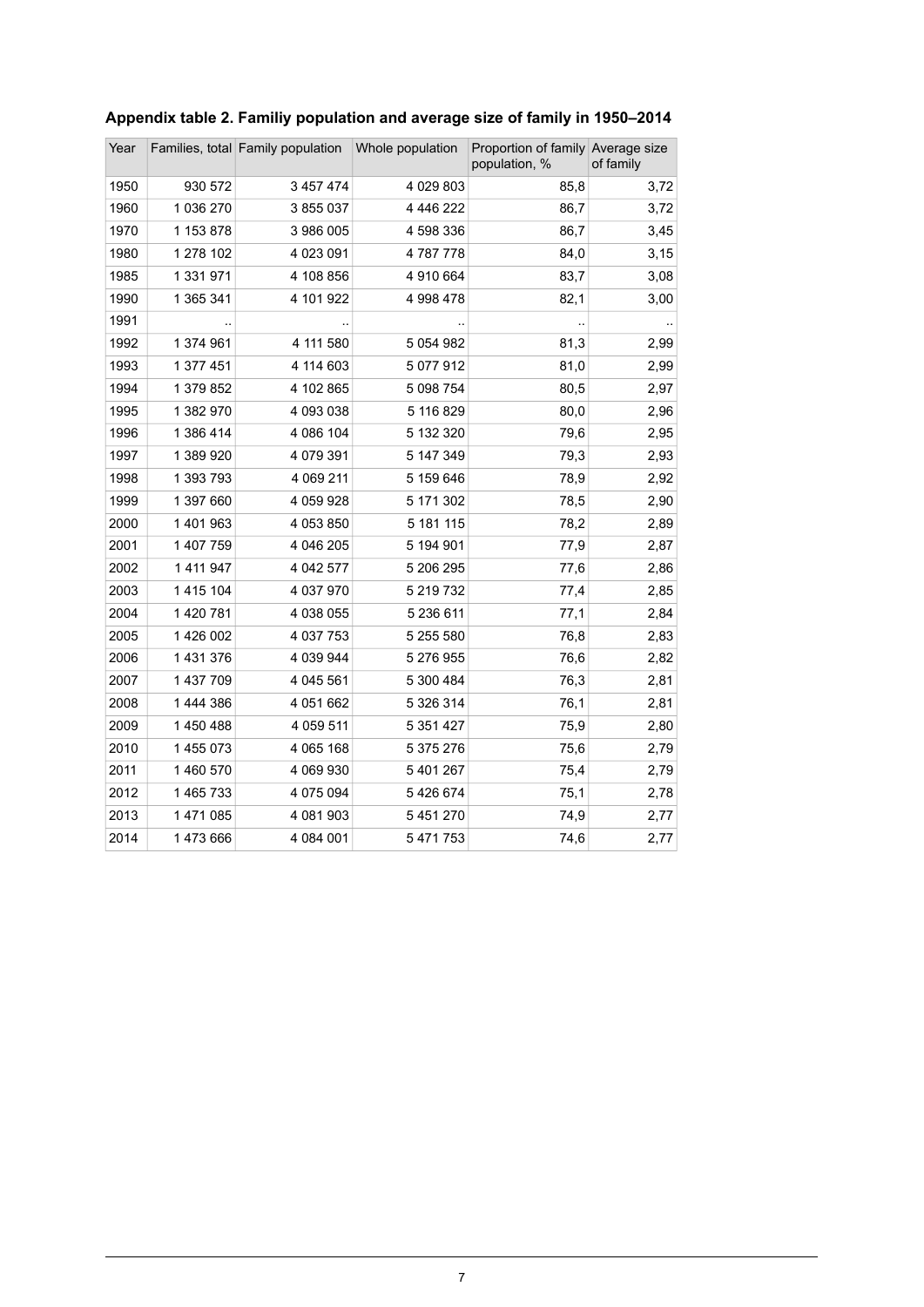**Appendix table 2. Familiy population and average size of family in 1950–2014**

| Year | Families, total | Family population | Whole population | Proportion of family population, % | Average size of family |
|---|---|---|---|---|---|
| 1950 | 930 572 | 3 457 474 | 4 029 803 | 85,8 | 3,72 |
| 1960 | 1 036 270 | 3 855 037 | 4 446 222 | 86,7 | 3,72 |
| 1970 | 1 153 878 | 3 986 005 | 4 598 336 | 86,7 | 3,45 |
| 1980 | 1 278 102 | 4 023 091 | 4 787 778 | 84,0 | 3,15 |
| 1985 | 1 331 971 | 4 108 856 | 4 910 664 | 83,7 | 3,08 |
| 1990 | 1 365 341 | 4 101 922 | 4 998 478 | 82,1 | 3,00 |
| 1991 | .. | .. | .. | .. | .. |
| 1992 | 1 374 961 | 4 111 580 | 5 054 982 | 81,3 | 2,99 |
| 1993 | 1 377 451 | 4 114 603 | 5 077 912 | 81,0 | 2,99 |
| 1994 | 1 379 852 | 4 102 865 | 5 098 754 | 80,5 | 2,97 |
| 1995 | 1 382 970 | 4 093 038 | 5 116 829 | 80,0 | 2,96 |
| 1996 | 1 386 414 | 4 086 104 | 5 132 320 | 79,6 | 2,95 |
| 1997 | 1 389 920 | 4 079 391 | 5 147 349 | 79,3 | 2,93 |
| 1998 | 1 393 793 | 4 069 211 | 5 159 646 | 78,9 | 2,92 |
| 1999 | 1 397 660 | 4 059 928 | 5 171 302 | 78,5 | 2,90 |
| 2000 | 1 401 963 | 4 053 850 | 5 181 115 | 78,2 | 2,89 |
| 2001 | 1 407 759 | 4 046 205 | 5 194 901 | 77,9 | 2,87 |
| 2002 | 1 411 947 | 4 042 577 | 5 206 295 | 77,6 | 2,86 |
| 2003 | 1 415 104 | 4 037 970 | 5 219 732 | 77,4 | 2,85 |
| 2004 | 1 420 781 | 4 038 055 | 5 236 611 | 77,1 | 2,84 |
| 2005 | 1 426 002 | 4 037 753 | 5 255 580 | 76,8 | 2,83 |
| 2006 | 1 431 376 | 4 039 944 | 5 276 955 | 76,6 | 2,82 |
| 2007 | 1 437 709 | 4 045 561 | 5 300 484 | 76,3 | 2,81 |
| 2008 | 1 444 386 | 4 051 662 | 5 326 314 | 76,1 | 2,81 |
| 2009 | 1 450 488 | 4 059 511 | 5 351 427 | 75,9 | 2,80 |
| 2010 | 1 455 073 | 4 065 168 | 5 375 276 | 75,6 | 2,79 |
| 2011 | 1 460 570 | 4 069 930 | 5 401 267 | 75,4 | 2,79 |
| 2012 | 1 465 733 | 4 075 094 | 5 426 674 | 75,1 | 2,78 |
| 2013 | 1 471 085 | 4 081 903 | 5 451 270 | 74,9 | 2,77 |
| 2014 | 1 473 666 | 4 084 001 | 5 471 753 | 74,6 | 2,77 |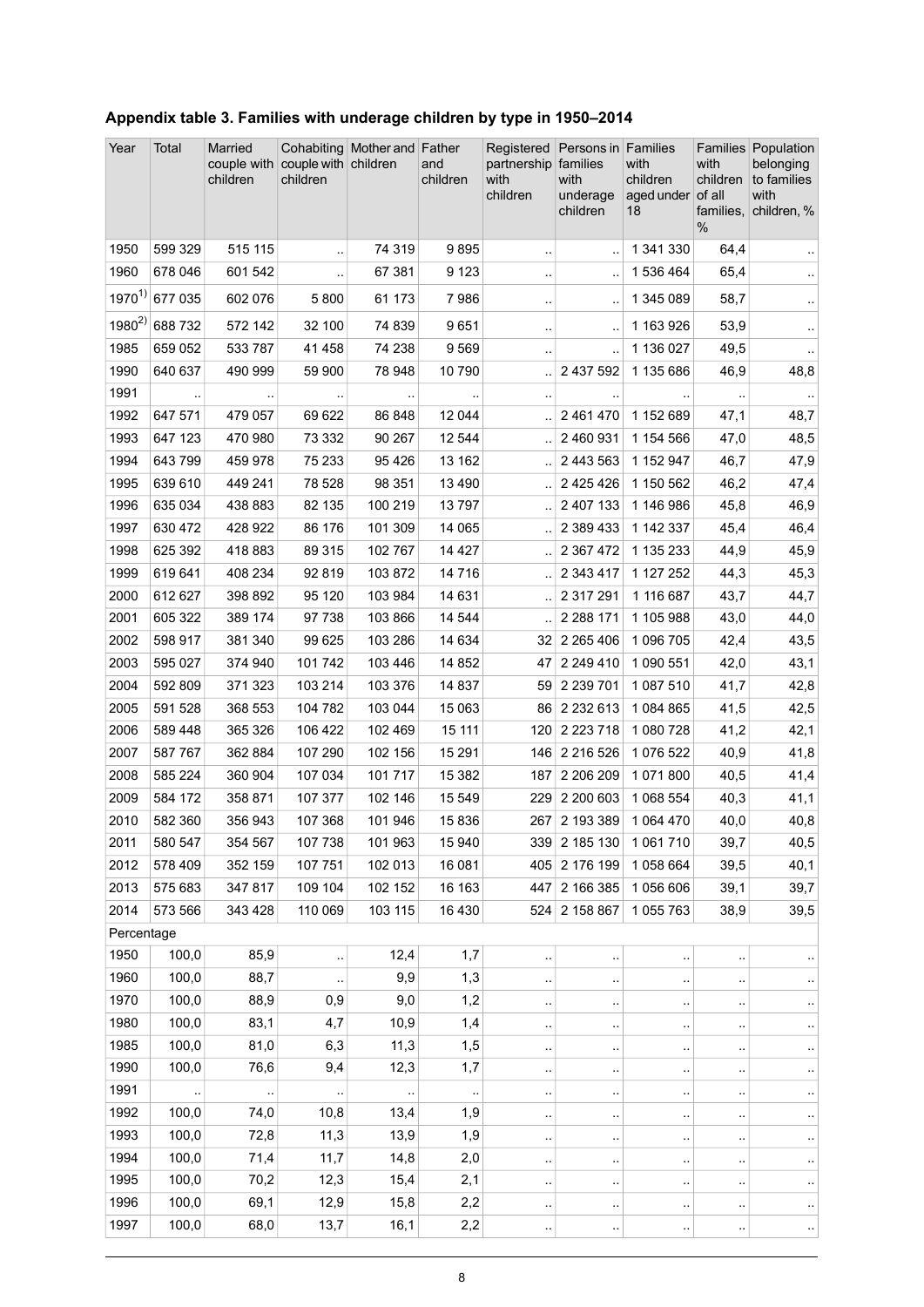## Appendix table 3. Families with underage children by type in 1950–2014

| Year | Total | Married couple with children | Cohabiting couple with children | Mother and children | Father and children | Registered partnership with children | Persons in families with underage children | Families with children aged under 18 | Families with children of all families, % | Population belonging to families with children, % |
|---|---|---|---|---|---|---|---|---|---|---|
| 1950 | 599 329 | 515 115 | .. | 74 319 | 9 895 | .. | .. | 1 341 330 | 64,4 | .. |
| 1960 | 678 046 | 601 542 | .. | 67 381 | 9 123 | .. | .. | 1 536 464 | 65,4 | .. |
| 1970[1] | 677 035 | 602 076 | 5 800 | 61 173 | 7 986 | .. | .. | 1 345 089 | 58,7 | .. |
| 1980[2] | 688 732 | 572 142 | 32 100 | 74 839 | 9 651 | .. | .. | 1 163 926 | 53,9 | .. |
| 1985 | 659 052 | 533 787 | 41 458 | 74 238 | 9 569 | .. | .. | 1 136 027 | 49,5 | .. |
| 1990 | 640 637 | 490 999 | 59 900 | 78 948 | 10 790 | .. | 2 437 592 | 1 135 686 | 46,9 | 48,8 |
| 1991 | .. | .. | .. | .. | .. | .. | .. | .. | .. | .. |
| 1992 | 647 571 | 479 057 | 69 622 | 86 848 | 12 044 | .. | 2 461 470 | 1 152 689 | 47,1 | 48,7 |
| 1993 | 647 123 | 470 980 | 73 332 | 90 267 | 12 544 | .. | 2 460 931 | 1 154 566 | 47,0 | 48,5 |
| 1994 | 643 799 | 459 978 | 75 233 | 95 426 | 13 162 | .. | 2 443 563 | 1 152 947 | 46,7 | 47,9 |
| 1995 | 639 610 | 449 241 | 78 528 | 98 351 | 13 490 | .. | 2 425 426 | 1 150 562 | 46,2 | 47,4 |
| 1996 | 635 034 | 438 883 | 82 135 | 100 219 | 13 797 | .. | 2 407 133 | 1 146 986 | 45,8 | 46,9 |
| 1997 | 630 472 | 428 922 | 86 176 | 101 309 | 14 065 | .. | 2 389 433 | 1 142 337 | 45,4 | 46,4 |
| 1998 | 625 392 | 418 883 | 89 315 | 102 767 | 14 427 | .. | 2 367 472 | 1 135 233 | 44,9 | 45,9 |
| 1999 | 619 641 | 408 234 | 92 819 | 103 872 | 14 716 | .. | 2 343 417 | 1 127 252 | 44,3 | 45,3 |
| 2000 | 612 627 | 398 892 | 95 120 | 103 984 | 14 631 | .. | 2 317 291 | 1 116 687 | 43,7 | 44,7 |
| 2001 | 605 322 | 389 174 | 97 738 | 103 866 | 14 544 | .. | 2 288 171 | 1 105 988 | 43,0 | 44,0 |
| 2002 | 598 917 | 381 340 | 99 625 | 103 286 | 14 634 | 32 | 2 265 406 | 1 096 705 | 42,4 | 43,5 |
| 2003 | 595 027 | 374 940 | 101 742 | 103 446 | 14 852 | 47 | 2 249 410 | 1 090 551 | 42,0 | 43,1 |
| 2004 | 592 809 | 371 323 | 103 214 | 103 376 | 14 837 | 59 | 2 239 701 | 1 087 510 | 41,7 | 42,8 |
| 2005 | 591 528 | 368 553 | 104 782 | 103 044 | 15 063 | 86 | 2 232 613 | 1 084 865 | 41,5 | 42,5 |
| 2006 | 589 448 | 365 326 | 106 422 | 102 469 | 15 111 | 120 | 2 223 718 | 1 080 728 | 41,2 | 42,1 |
| 2007 | 587 767 | 362 884 | 107 290 | 102 156 | 15 291 | 146 | 2 216 526 | 1 076 522 | 40,9 | 41,8 |
| 2008 | 585 224 | 360 904 | 107 034 | 101 717 | 15 382 | 187 | 2 206 209 | 1 071 800 | 40,5 | 41,4 |
| 2009 | 584 172 | 358 871 | 107 377 | 102 146 | 15 549 | 229 | 2 200 603 | 1 068 554 | 40,3 | 41,1 |
| 2010 | 582 360 | 356 943 | 107 368 | 101 946 | 15 836 | 267 | 2 193 389 | 1 064 470 | 40,0 | 40,8 |
| 2011 | 580 547 | 354 567 | 107 738 | 101 963 | 15 940 | 339 | 2 185 130 | 1 061 710 | 39,7 | 40,5 |
| 2012 | 578 409 | 352 159 | 107 751 | 102 013 | 16 081 | 405 | 2 176 199 | 1 058 664 | 39,5 | 40,1 |
| 2013 | 575 683 | 347 817 | 109 104 | 102 152 | 16 163 | 447 | 2 166 385 | 1 056 606 | 39,1 | 39,7 |
| 2014 | 573 566 | 343 428 | 110 069 | 103 115 | 16 430 | 524 | 2 158 867 | 1 055 763 | 38,9 | 39,5 |
| Percentage | | | | | | | | | | |
| 1950 | 100,0 | 85,9 | .. | 12,4 | 1,7 | .. | .. | .. | .. | .. |
| 1960 | 100,0 | 88,7 | .. | 9,9 | 1,3 | .. | .. | .. | .. | .. |
| 1970 | 100,0 | 88,9 | 0,9 | 9,0 | 1,2 | .. | .. | .. | .. | .. |
| 1980 | 100,0 | 83,1 | 4,7 | 10,9 | 1,4 | .. | .. | .. | .. | .. |
| 1985 | 100,0 | 81,0 | 6,3 | 11,3 | 1,5 | .. | .. | .. | .. | .. |
| 1990 | 100,0 | 76,6 | 9,4 | 12,3 | 1,7 | .. | .. | .. | .. | .. |
| 1991 | .. | .. | .. | .. | .. | .. | .. | .. | .. | .. |
| 1992 | 100,0 | 74,0 | 10,8 | 13,4 | 1,9 | .. | .. | .. | .. | .. |
| 1993 | 100,0 | 72,8 | 11,3 | 13,9 | 1,9 | .. | .. | .. | .. | .. |
| 1994 | 100,0 | 71,4 | 11,7 | 14,8 | 2,0 | .. | .. | .. | .. | .. |
| 1995 | 100,0 | 70,2 | 12,3 | 15,4 | 2,1 | .. | .. | .. | .. | .. |
| 1996 | 100,0 | 69,1 | 12,9 | 15,8 | 2,2 | .. | .. | .. | .. | .. |
| 1997 | 100,0 | 68,0 | 13,7 | 16,1 | 2,2 | .. | .. | .. | .. | .. |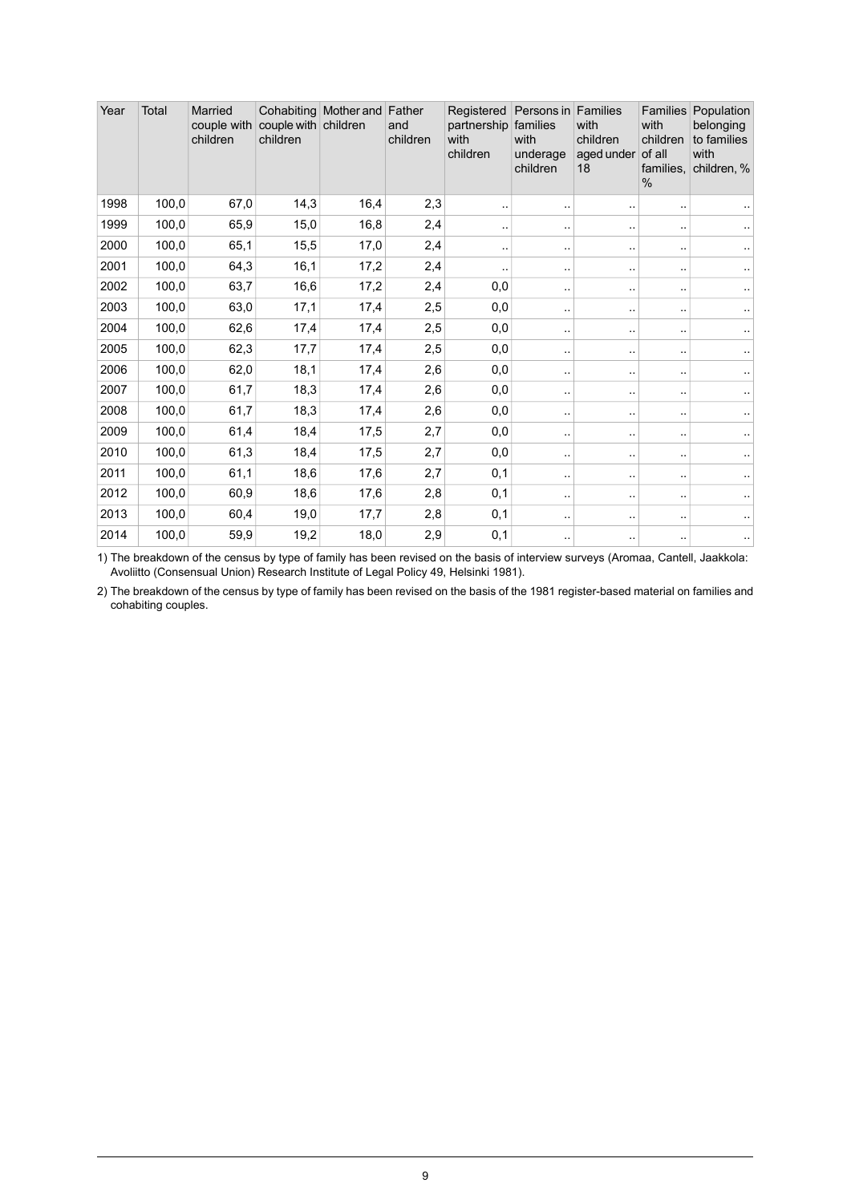| Year | Total | Married couple with children | Cohabiting couple with children | Mother and children | Father and children | Registered partnership with children | Persons in families with underage children | Families with children aged under 18 | Families with children of all families, % | Population belonging to families with children, % |
|---|---|---|---|---|---|---|---|---|---|---|
| 1998 | 100,0 | 67,0 | 14,3 | 16,4 | 2,3 | .. | .. | .. | .. | .. |
| 1999 | 100,0 | 65,9 | 15,0 | 16,8 | 2,4 | .. | .. | .. | .. | .. |
| 2000 | 100,0 | 65,1 | 15,5 | 17,0 | 2,4 | .. | .. | .. | .. | .. |
| 2001 | 100,0 | 64,3 | 16,1 | 17,2 | 2,4 | .. | .. | .. | .. | .. |
| 2002 | 100,0 | 63,7 | 16,6 | 17,2 | 2,4 | 0,0 | .. | .. | .. | .. |
| 2003 | 100,0 | 63,0 | 17,1 | 17,4 | 2,5 | 0,0 | .. | .. | .. | .. |
| 2004 | 100,0 | 62,6 | 17,4 | 17,4 | 2,5 | 0,0 | .. | .. | .. | .. |
| 2005 | 100,0 | 62,3 | 17,7 | 17,4 | 2,5 | 0,0 | .. | .. | .. | .. |
| 2006 | 100,0 | 62,0 | 18,1 | 17,4 | 2,6 | 0,0 | .. | .. | .. | .. |
| 2007 | 100,0 | 61,7 | 18,3 | 17,4 | 2,6 | 0,0 | .. | .. | .. | .. |
| 2008 | 100,0 | 61,7 | 18,3 | 17,4 | 2,6 | 0,0 | .. | .. | .. | .. |
| 2009 | 100,0 | 61,4 | 18,4 | 17,5 | 2,7 | 0,0 | .. | .. | .. | .. |
| 2010 | 100,0 | 61,3 | 18,4 | 17,5 | 2,7 | 0,0 | .. | .. | .. | .. |
| 2011 | 100,0 | 61,1 | 18,6 | 17,6 | 2,7 | 0,1 | .. | .. | .. | .. |
| 2012 | 100,0 | 60,9 | 18,6 | 17,6 | 2,8 | 0,1 | .. | .. | .. | .. |
| 2013 | 100,0 | 60,4 | 19,0 | 17,7 | 2,8 | 0,1 | .. | .. | .. | .. |
| 2014 | 100,0 | 59,9 | 19,2 | 18,0 | 2,9 | 0,1 | .. | .. | .. | .. |

1) The breakdown of the census by type of family has been revised on the basis of interview surveys (Aromaa, Cantell, Jaakkola: Avoliitto (Consensual Union) Research Institute of Legal Policy 49, Helsinki 1981).

2) The breakdown of the census by type of family has been revised on the basis of the 1981 register-based material on families and cohabiting couples.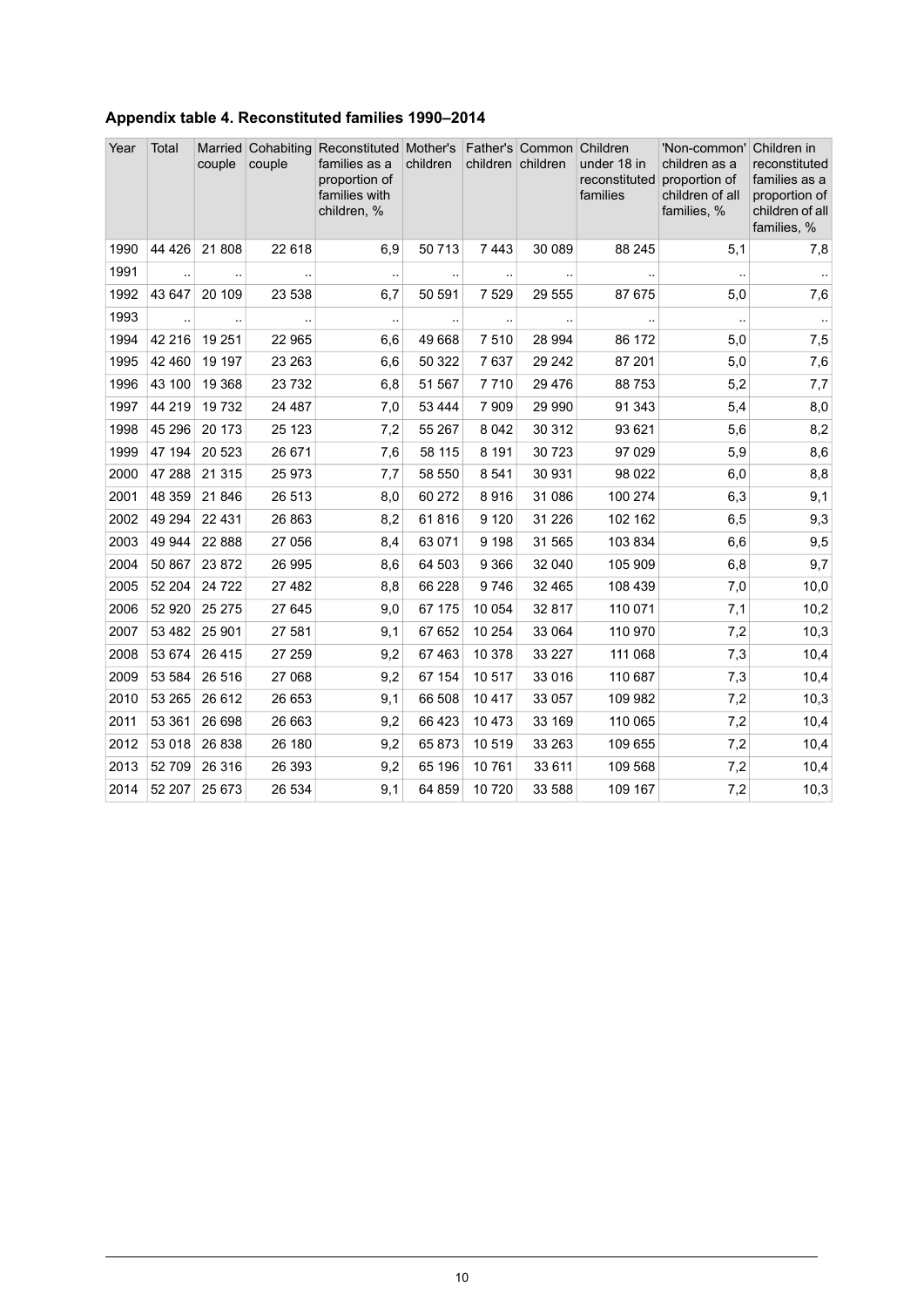## Appendix table 4. Reconstituted families 1990–2014

| Year | Total | Married couple | Cohabiting couple | Reconstituted families as a proportion of families with children, % | Mother's children | Father's children | Common children | Children under 18 in reconstituted families | 'Non-common' children as a proportion of children of all families, % | Children in reconstituted families as a proportion of children of all families, % |
|---|---|---|---|---|---|---|---|---|---|---|
| 1990 | 44 426 | 21 808 | 22 618 | 6,9 | 50 713 | 7 443 | 30 089 | 88 245 | 5,1 | 7,8 |
| 1991 | .. | .. | .. | .. | .. | .. | .. | .. | .. | .. |
| 1992 | 43 647 | 20 109 | 23 538 | 6,7 | 50 591 | 7 529 | 29 555 | 87 675 | 5,0 | 7,6 |
| 1993 | .. | .. | .. | .. | .. | .. | .. | .. | .. | .. |
| 1994 | 42 216 | 19 251 | 22 965 | 6,6 | 49 668 | 7 510 | 28 994 | 86 172 | 5,0 | 7,5 |
| 1995 | 42 460 | 19 197 | 23 263 | 6,6 | 50 322 | 7 637 | 29 242 | 87 201 | 5,0 | 7,6 |
| 1996 | 43 100 | 19 368 | 23 732 | 6,8 | 51 567 | 7 710 | 29 476 | 88 753 | 5,2 | 7,7 |
| 1997 | 44 219 | 19 732 | 24 487 | 7,0 | 53 444 | 7 909 | 29 990 | 91 343 | 5,4 | 8,0 |
| 1998 | 45 296 | 20 173 | 25 123 | 7,2 | 55 267 | 8 042 | 30 312 | 93 621 | 5,6 | 8,2 |
| 1999 | 47 194 | 20 523 | 26 671 | 7,6 | 58 115 | 8 191 | 30 723 | 97 029 | 5,9 | 8,6 |
| 2000 | 47 288 | 21 315 | 25 973 | 7,7 | 58 550 | 8 541 | 30 931 | 98 022 | 6,0 | 8,8 |
| 2001 | 48 359 | 21 846 | 26 513 | 8,0 | 60 272 | 8 916 | 31 086 | 100 274 | 6,3 | 9,1 |
| 2002 | 49 294 | 22 431 | 26 863 | 8,2 | 61 816 | 9 120 | 31 226 | 102 162 | 6,5 | 9,3 |
| 2003 | 49 944 | 22 888 | 27 056 | 8,4 | 63 071 | 9 198 | 31 565 | 103 834 | 6,6 | 9,5 |
| 2004 | 50 867 | 23 872 | 26 995 | 8,6 | 64 503 | 9 366 | 32 040 | 105 909 | 6,8 | 9,7 |
| 2005 | 52 204 | 24 722 | 27 482 | 8,8 | 66 228 | 9 746 | 32 465 | 108 439 | 7,0 | 10,0 |
| 2006 | 52 920 | 25 275 | 27 645 | 9,0 | 67 175 | 10 054 | 32 817 | 110 071 | 7,1 | 10,2 |
| 2007 | 53 482 | 25 901 | 27 581 | 9,1 | 67 652 | 10 254 | 33 064 | 110 970 | 7,2 | 10,3 |
| 2008 | 53 674 | 26 415 | 27 259 | 9,2 | 67 463 | 10 378 | 33 227 | 111 068 | 7,3 | 10,4 |
| 2009 | 53 584 | 26 516 | 27 068 | 9,2 | 67 154 | 10 517 | 33 016 | 110 687 | 7,3 | 10,4 |
| 2010 | 53 265 | 26 612 | 26 653 | 9,1 | 66 508 | 10 417 | 33 057 | 109 982 | 7,2 | 10,3 |
| 2011 | 53 361 | 26 698 | 26 663 | 9,2 | 66 423 | 10 473 | 33 169 | 110 065 | 7,2 | 10,4 |
| 2012 | 53 018 | 26 838 | 26 180 | 9,2 | 65 873 | 10 519 | 33 263 | 109 655 | 7,2 | 10,4 |
| 2013 | 52 709 | 26 316 | 26 393 | 9,2 | 65 196 | 10 761 | 33 611 | 109 568 | 7,2 | 10,4 |
| 2014 | 52 207 | 25 673 | 26 534 | 9,1 | 64 859 | 10 720 | 33 588 | 109 167 | 7,2 | 10,3 |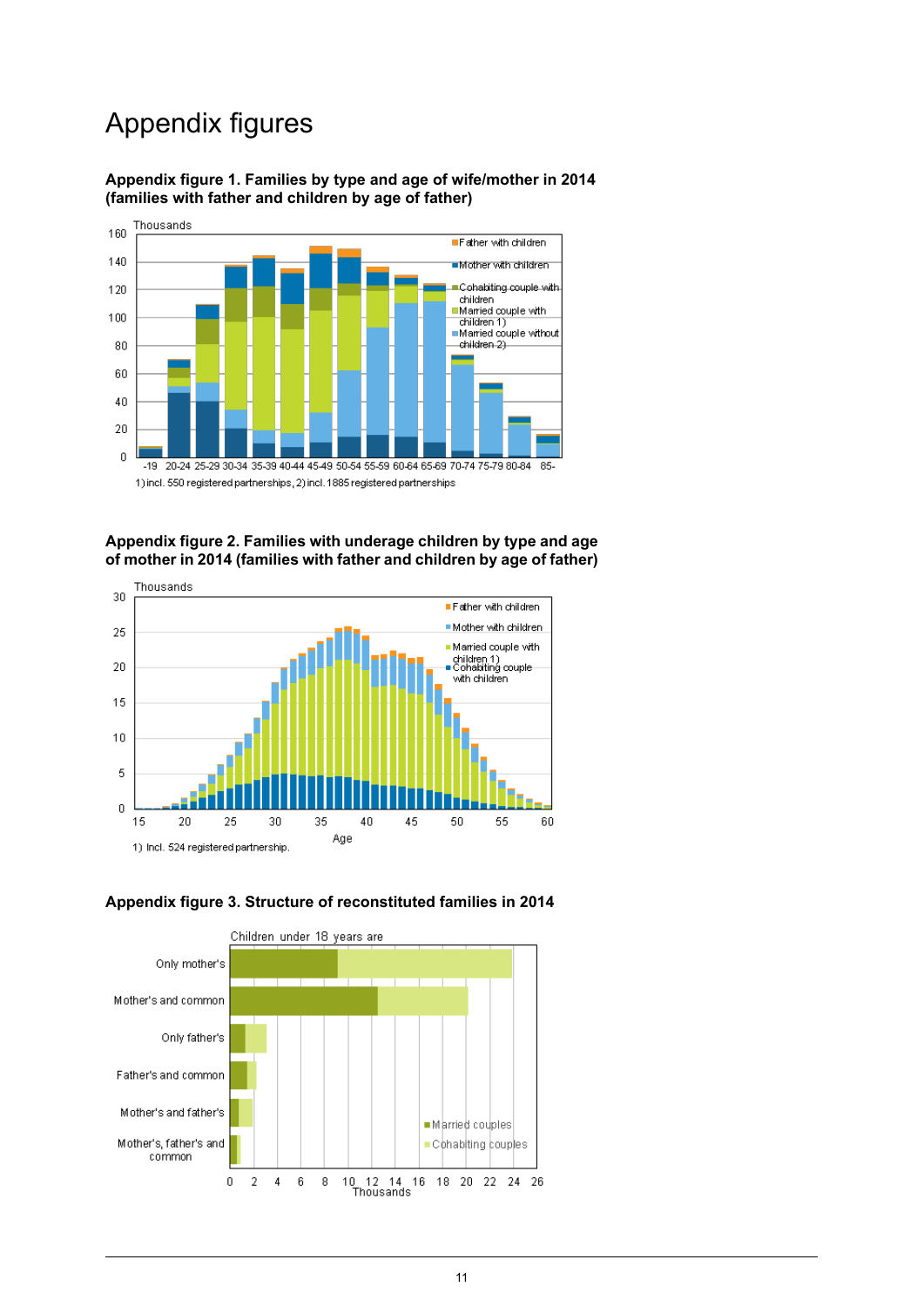# Appendix figures

**Appendix figure 1. Families by type and age of wife/mother in 2014 (families with father and children by age of father)**

Thousands

Father with children
Mother with children
Cohabiting couple with children
Married couple with children 1)
Married couple without children 2)

-19 20-24 25-29 30-34 35-39 40-44 45-49 50-54 55-59 60-64 65-69 70-74 75-79 80-84 85-

1) incl. 550 registered partnerships, 2) incl. 1885 registered partnerships

**Appendix figure 2. Families with underage children by type and age of mother in 2014 (families with father and children by age of father)**

Thousands

Father with children
Mother with children
Married couple with children 1)
Cohabiting couple with children

Age

1) Incl. 524 registered partnership.

**Appendix figure 3. Structure of reconstituted families in 2014**

Children under 18 years are

Only mother's
Mother's and common
Only father's
Father's and common
Mother's and father's
Mother's, father's and common

Married couples
Cohabiting couples

Thousands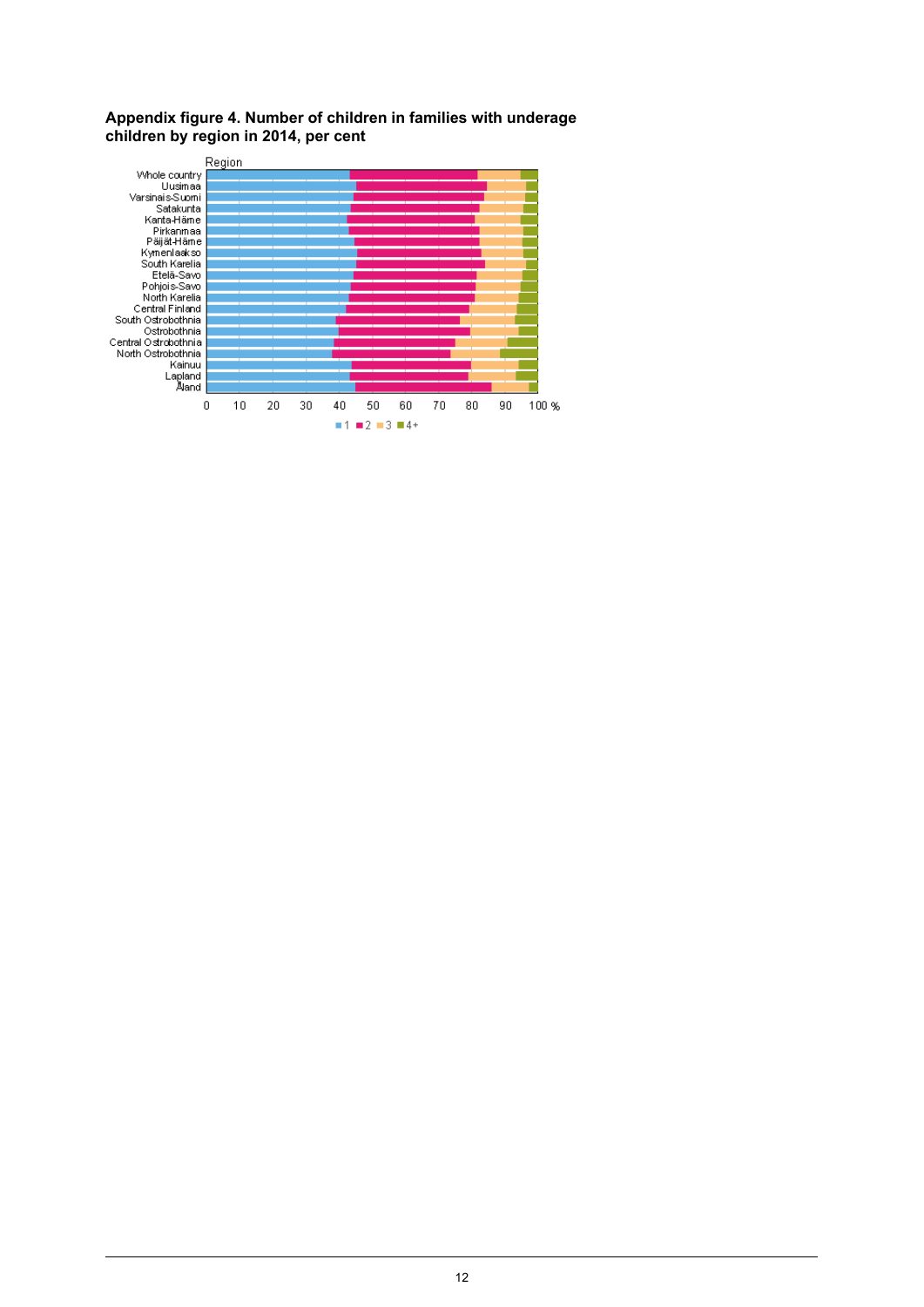**Appendix figure 4. Number of children in families with underage children by region in 2014, per cent**

Region

Whole country
Uusimaa
Varsinais-Suomi
Satakunta
Kanta-Häme
Pirkanmaa
Päijät-Häme
Kymenlaakso
South Karelia
Etelä-Savo
Pohjois-Savo
North Karelia
Central Finland
South Ostrobothnia
Ostrobothnia
Central Ostrobothnia
North Ostrobothnia
Kainuu
Lapland
Åland

0 10 20 30 40 50 60 70 80 90 100 %

■ 1 ■ 2 ■ 3 ■ 4+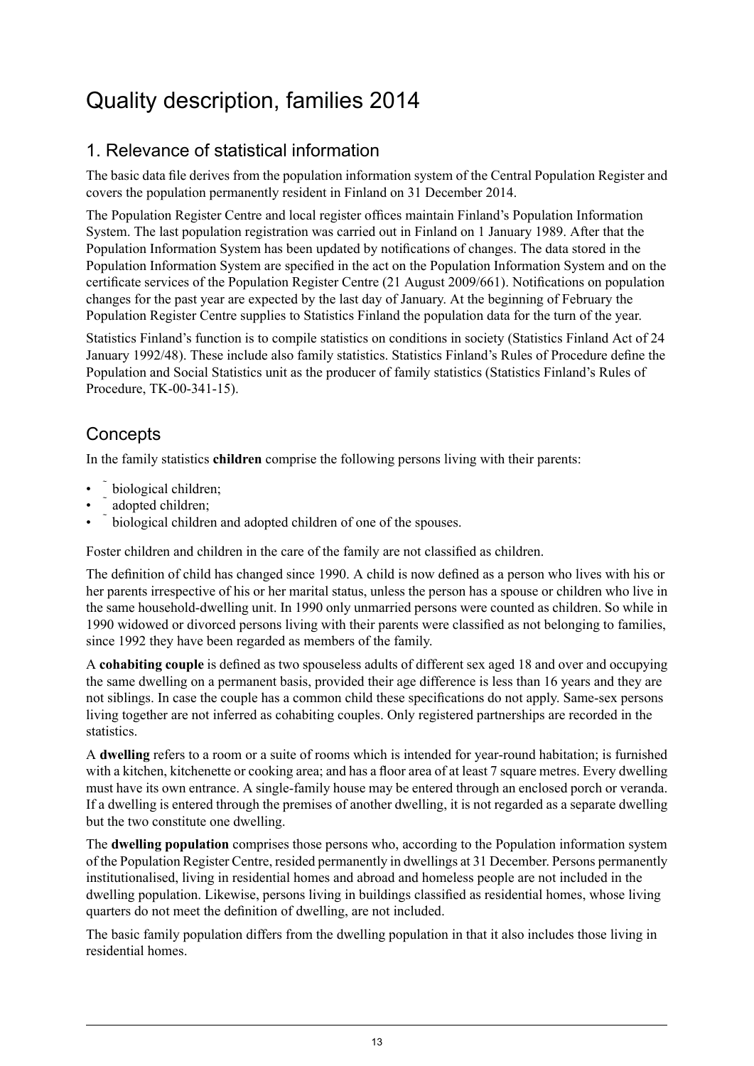# Quality description, families 2014

## 1. Relevance of statistical information

The basic data file derives from the population information system of the Central Population Register and covers the population permanently resident in Finland on 31 December 2014.

The Population Register Centre and local register offices maintain Finland's Population Information System. The last population registration was carried out in Finland on 1 January 1989. After that the Population Information System has been updated by notifications of changes. The data stored in the Population Information System are specified in the act on the Population Information System and on the certificate services of the Population Register Centre (21 August 2009/661). Notifications on population changes for the past year are expected by the last day of January. At the beginning of February the Population Register Centre supplies to Statistics Finland the population data for the turn of the year.

Statistics Finland's function is to compile statistics on conditions in society (Statistics Finland Act of 24 January 1992/48). These include also family statistics. Statistics Finland's Rules of Procedure define the Population and Social Statistics unit as the producer of family statistics (Statistics Finland's Rules of Procedure, TK-00-341-15).

## Concepts

In the family statistics **children** comprise the following persons living with their parents:

- biological children;
- adopted children;
- biological children and adopted children of one of the spouses.

Foster children and children in the care of the family are not classified as children.

The definition of child has changed since 1990. A child is now defined as a person who lives with his or her parents irrespective of his or her marital status, unless the person has a spouse or children who live in the same household-dwelling unit. In 1990 only unmarried persons were counted as children. So while in 1990 widowed or divorced persons living with their parents were classified as not belonging to families, since 1992 they have been regarded as members of the family.

A **cohabiting couple** is defined as two spouseless adults of different sex aged 18 and over and occupying the same dwelling on a permanent basis, provided their age difference is less than 16 years and they are not siblings. In case the couple has a common child these specifications do not apply. Same-sex persons living together are not inferred as cohabiting couples. Only registered partnerships are recorded in the statistics.

A **dwelling** refers to a room or a suite of rooms which is intended for year-round habitation; is furnished with a kitchen, kitchenette or cooking area; and has a floor area of at least 7 square metres. Every dwelling must have its own entrance. A single-family house may be entered through an enclosed porch or veranda. If a dwelling is entered through the premises of another dwelling, it is not regarded as a separate dwelling but the two constitute one dwelling.

The **dwelling population** comprises those persons who, according to the Population information system of the Population Register Centre, resided permanently in dwellings at 31 December. Persons permanently institutionalised, living in residential homes and abroad and homeless people are not included in the dwelling population. Likewise, persons living in buildings classified as residential homes, whose living quarters do not meet the definition of dwelling, are not included.

The basic family population differs from the dwelling population in that it also includes those living in residential homes.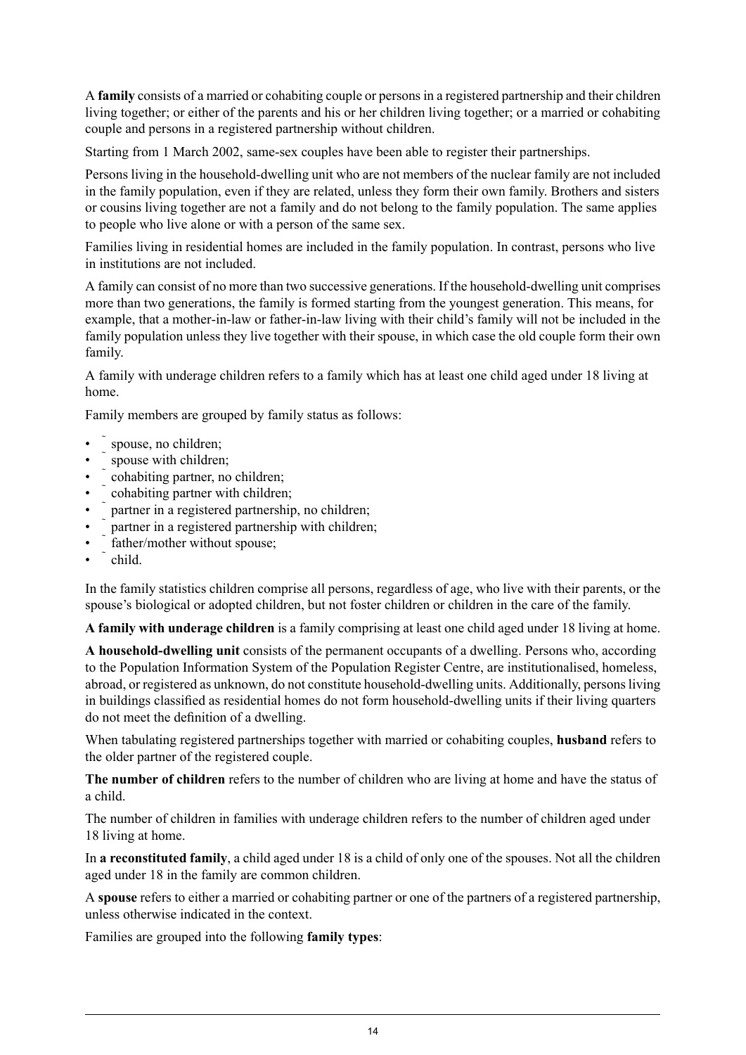A **family** consists of a married or cohabiting couple or persons in a registered partnership and their children living together; or either of the parents and his or her children living together; or a married or cohabiting couple and persons in a registered partnership without children.

Starting from 1 March 2002, same-sex couples have been able to register their partnerships.

Persons living in the household-dwelling unit who are not members of the nuclear family are not included in the family population, even if they are related, unless they form their own family. Brothers and sisters or cousins living together are not a family and do not belong to the family population. The same applies to people who live alone or with a person of the same sex.

Families living in residential homes are included in the family population. In contrast, persons who live in institutions are not included.

A family can consist of no more than two successive generations. If the household-dwelling unit comprises more than two generations, the family is formed starting from the youngest generation. This means, for example, that a mother-in-law or father-in-law living with their child's family will not be included in the family population unless they live together with their spouse, in which case the old couple form their own family.

A family with underage children refers to a family which has at least one child aged under 18 living at home.

Family members are grouped by family status as follows:

- spouse, no children;
- spouse with children;
- cohabiting partner, no children;
- cohabiting partner with children;
- partner in a registered partnership, no children;
- partner in a registered partnership with children;
- father/mother without spouse;
- child.

In the family statistics children comprise all persons, regardless of age, who live with their parents, or the spouse's biological or adopted children, but not foster children or children in the care of the family.

**A family with underage children** is a family comprising at least one child aged under 18 living at home.

**A household-dwelling unit** consists of the permanent occupants of a dwelling. Persons who, according to the Population Information System of the Population Register Centre, are institutionalised, homeless, abroad, or registered as unknown, do not constitute household-dwelling units. Additionally, persons living in buildings classified as residential homes do not form household-dwelling units if their living quarters do not meet the definition of a dwelling.

When tabulating registered partnerships together with married or cohabiting couples, **husband** refers to the older partner of the registered couple.

**The number of children** refers to the number of children who are living at home and have the status of a child.

The number of children in families with underage children refers to the number of children aged under 18 living at home.

In **a reconstituted family**, a child aged under 18 is a child of only one of the spouses. Not all the children aged under 18 in the family are common children.

A **spouse** refers to either a married or cohabiting partner or one of the partners of a registered partnership, unless otherwise indicated in the context.

Families are grouped into the following **family types**: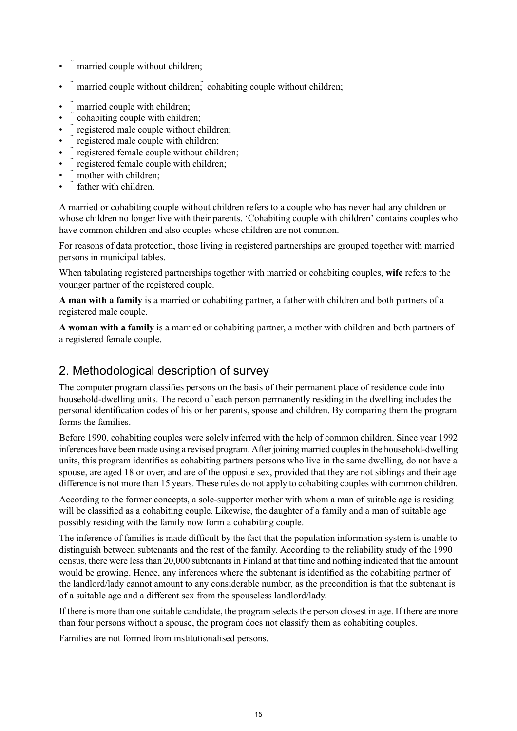- married couple without children;
- married couple without children; cohabiting couple without children;
- married couple with children;
- cohabiting couple with children;
- registered male couple without children;
- registered male couple with children;
- registered female couple without children;
- registered female couple with children;
- mother with children;
- father with children.

A married or cohabiting couple without children refers to a couple who has never had any children or whose children no longer live with their parents. 'Cohabiting couple with children' contains couples who have common children and also couples whose children are not common.

For reasons of data protection, those living in registered partnerships are grouped together with married persons in municipal tables.

When tabulating registered partnerships together with married or cohabiting couples, **wife** refers to the younger partner of the registered couple.

**A man with a family** is a married or cohabiting partner, a father with children and both partners of a registered male couple.

**A woman with a family** is a married or cohabiting partner, a mother with children and both partners of a registered female couple.

## 2. Methodological description of survey

The computer program classifies persons on the basis of their permanent place of residence code into household-dwelling units. The record of each person permanently residing in the dwelling includes the personal identification codes of his or her parents, spouse and children. By comparing them the program forms the families.

Before 1990, cohabiting couples were solely inferred with the help of common children. Since year 1992 inferences have been made using a revised program. After joining married couples in the household-dwelling units, this program identifies as cohabiting partners persons who live in the same dwelling, do not have a spouse, are aged 18 or over, and are of the opposite sex, provided that they are not siblings and their age difference is not more than 15 years. These rules do not apply to cohabiting couples with common children.

According to the former concepts, a sole-supporter mother with whom a man of suitable age is residing will be classified as a cohabiting couple. Likewise, the daughter of a family and a man of suitable age possibly residing with the family now form a cohabiting couple.

The inference of families is made difficult by the fact that the population information system is unable to distinguish between subtenants and the rest of the family. According to the reliability study of the 1990 census, there were less than 20,000 subtenants in Finland at that time and nothing indicated that the amount would be growing. Hence, any inferences where the subtenant is identified as the cohabiting partner of the landlord/lady cannot amount to any considerable number, as the precondition is that the subtenant is of a suitable age and a different sex from the spouseless landlord/lady.

If there is more than one suitable candidate, the program selects the person closest in age. If there are more than four persons without a spouse, the program does not classify them as cohabiting couples.

Families are not formed from institutionalised persons.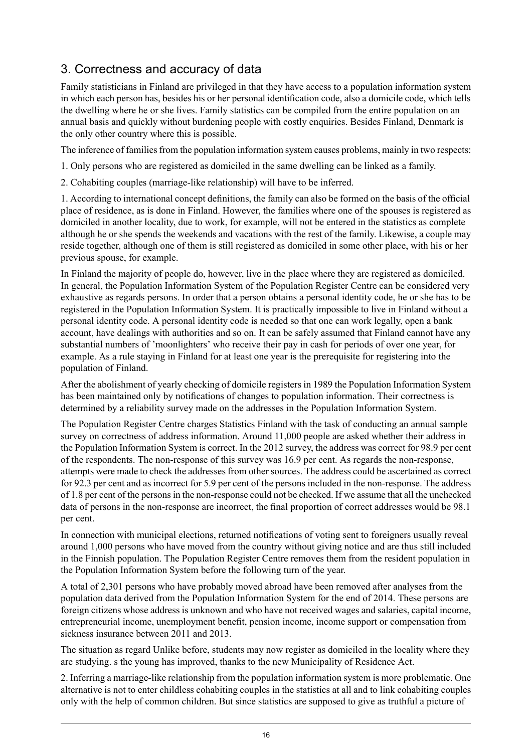## 3. Correctness and accuracy of data

Family statisticians in Finland are privileged in that they have access to a population information system in which each person has, besides his or her personal identification code, also a domicile code, which tells the dwelling where he or she lives. Family statistics can be compiled from the entire population on an annual basis and quickly without burdening people with costly enquiries. Besides Finland, Denmark is the only other country where this is possible.

The inference of families from the population information system causes problems, mainly in two respects:

1. Only persons who are registered as domiciled in the same dwelling can be linked as a family.

2. Cohabiting couples (marriage-like relationship) will have to be inferred.

1. According to international concept definitions, the family can also be formed on the basis of the official place of residence, as is done in Finland. However, the families where one of the spouses is registered as domiciled in another locality, due to work, for example, will not be entered in the statistics as complete although he or she spends the weekends and vacations with the rest of the family. Likewise, a couple may reside together, although one of them is still registered as domiciled in some other place, with his or her previous spouse, for example.

In Finland the majority of people do, however, live in the place where they are registered as domiciled. In general, the Population Information System of the Population Register Centre can be considered very exhaustive as regards persons. In order that a person obtains a personal identity code, he or she has to be registered in the Population Information System. It is practically impossible to live in Finland without a personal identity code. A personal identity code is needed so that one can work legally, open a bank account, have dealings with authorities and so on. It can be safely assumed that Finland cannot have any substantial numbers of 'moonlighters' who receive their pay in cash for periods of over one year, for example. As a rule staying in Finland for at least one year is the prerequisite for registering into the population of Finland.

After the abolishment of yearly checking of domicile registers in 1989 the Population Information System has been maintained only by notifications of changes to population information. Their correctness is determined by a reliability survey made on the addresses in the Population Information System.

The Population Register Centre charges Statistics Finland with the task of conducting an annual sample survey on correctness of address information. Around 11,000 people are asked whether their address in the Population Information System is correct. In the 2012 survey, the address was correct for 98.9 per cent of the respondents. The non-response of this survey was 16.9 per cent. As regards the non-response, attempts were made to check the addresses from other sources. The address could be ascertained as correct for 92.3 per cent and as incorrect for 5.9 per cent of the persons included in the non-response. The address of 1.8 per cent of the persons in the non-response could not be checked. If we assume that all the unchecked data of persons in the non-response are incorrect, the final proportion of correct addresses would be 98.1 per cent.

In connection with municipal elections, returned notifications of voting sent to foreigners usually reveal around 1,000 persons who have moved from the country without giving notice and are thus still included in the Finnish population. The Population Register Centre removes them from the resident population in the Population Information System before the following turn of the year.

A total of 2,301 persons who have probably moved abroad have been removed after analyses from the population data derived from the Population Information System for the end of 2014. These persons are foreign citizens whose address is unknown and who have not received wages and salaries, capital income, entrepreneurial income, unemployment benefit, pension income, income support or compensation from sickness insurance between 2011 and 2013.

The situation as regard Unlike before, students may now register as domiciled in the locality where they are studying. s the young has improved, thanks to the new Municipality of Residence Act.

2. Inferring a marriage-like relationship from the population information system is more problematic. One alternative is not to enter childless cohabiting couples in the statistics at all and to link cohabiting couples only with the help of common children. But since statistics are supposed to give as truthful a picture of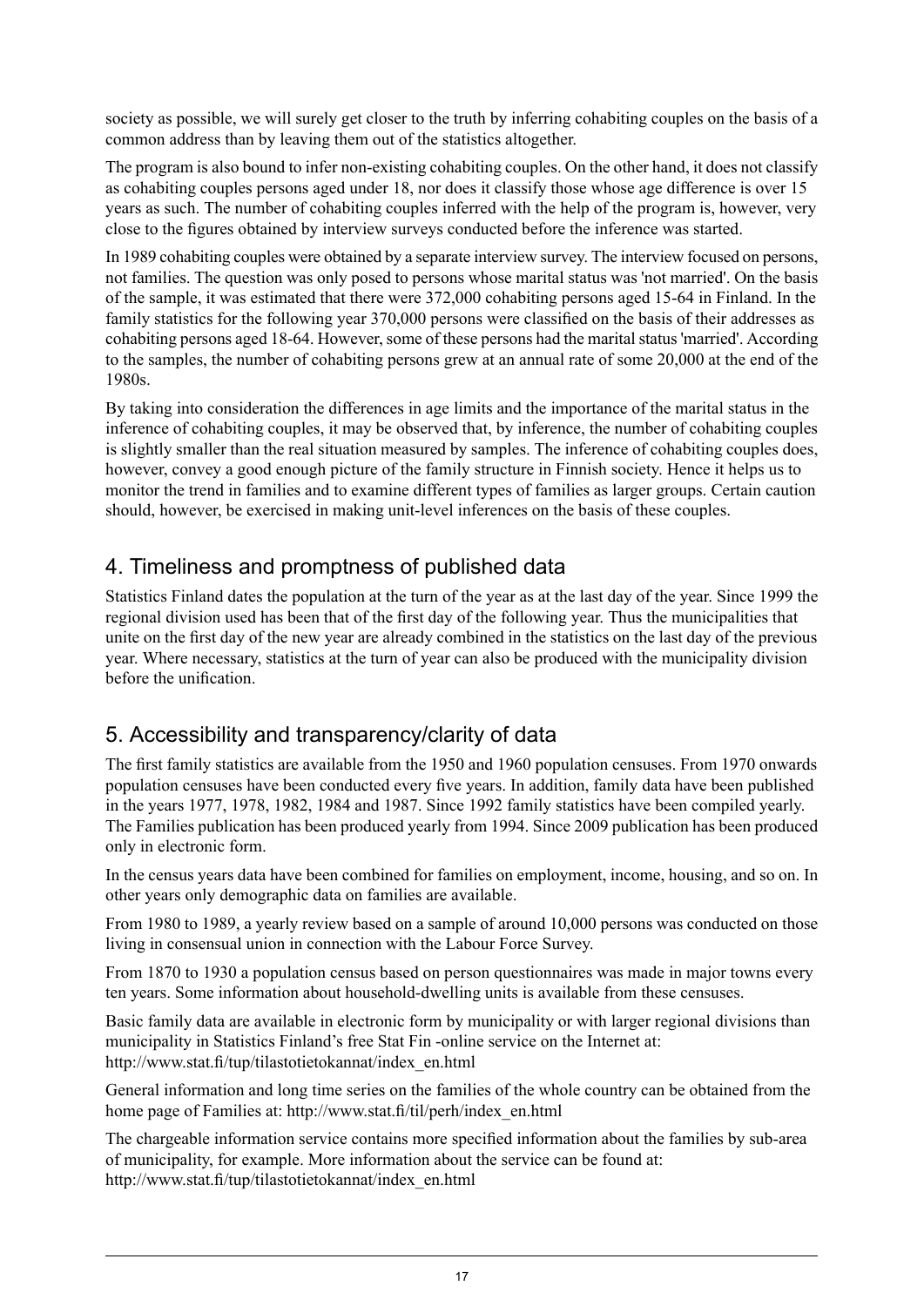society as possible, we will surely get closer to the truth by inferring cohabiting couples on the basis of a common address than by leaving them out of the statistics altogether.

The program is also bound to infer non-existing cohabiting couples. On the other hand, it does not classify as cohabiting couples persons aged under 18, nor does it classify those whose age difference is over 15 years as such. The number of cohabiting couples inferred with the help of the program is, however, very close to the figures obtained by interview surveys conducted before the inference was started.

In 1989 cohabiting couples were obtained by a separate interview survey. The interview focused on persons, not families. The question was only posed to persons whose marital status was 'not married'. On the basis of the sample, it was estimated that there were 372,000 cohabiting persons aged 15-64 in Finland. In the family statistics for the following year 370,000 persons were classified on the basis of their addresses as cohabiting persons aged 18-64. However, some of these persons had the marital status 'married'. According to the samples, the number of cohabiting persons grew at an annual rate of some 20,000 at the end of the 1980s.

By taking into consideration the differences in age limits and the importance of the marital status in the inference of cohabiting couples, it may be observed that, by inference, the number of cohabiting couples is slightly smaller than the real situation measured by samples. The inference of cohabiting couples does, however, convey a good enough picture of the family structure in Finnish society. Hence it helps us to monitor the trend in families and to examine different types of families as larger groups. Certain caution should, however, be exercised in making unit-level inferences on the basis of these couples.

## 4. Timeliness and promptness of published data

Statistics Finland dates the population at the turn of the year as at the last day of the year. Since 1999 the regional division used has been that of the first day of the following year. Thus the municipalities that unite on the first day of the new year are already combined in the statistics on the last day of the previous year. Where necessary, statistics at the turn of year can also be produced with the municipality division before the unification.

## 5. Accessibility and transparency/clarity of data

The first family statistics are available from the 1950 and 1960 population censuses. From 1970 onwards population censuses have been conducted every five years. In addition, family data have been published in the years 1977, 1978, 1982, 1984 and 1987. Since 1992 family statistics have been compiled yearly. The Families publication has been produced yearly from 1994. Since 2009 publication has been produced only in electronic form.

In the census years data have been combined for families on employment, income, housing, and so on. In other years only demographic data on families are available.

From 1980 to 1989, a yearly review based on a sample of around 10,000 persons was conducted on those living in consensual union in connection with the Labour Force Survey.

From 1870 to 1930 a population census based on person questionnaires was made in major towns every ten years. Some information about household-dwelling units is available from these censuses.

Basic family data are available in electronic form by municipality or with larger regional divisions than municipality in Statistics Finland's free Stat Fin -online service on the Internet at: http://www.stat.fi/tup/tilastotietokannat/index_en.html

General information and long time series on the families of the whole country can be obtained from the home page of Families at: http://www.stat.fi/til/perh/index_en.html

The chargeable information service contains more specified information about the families by sub-area of municipality, for example. More information about the service can be found at: http://www.stat.fi/tup/tilastotietokannat/index_en.html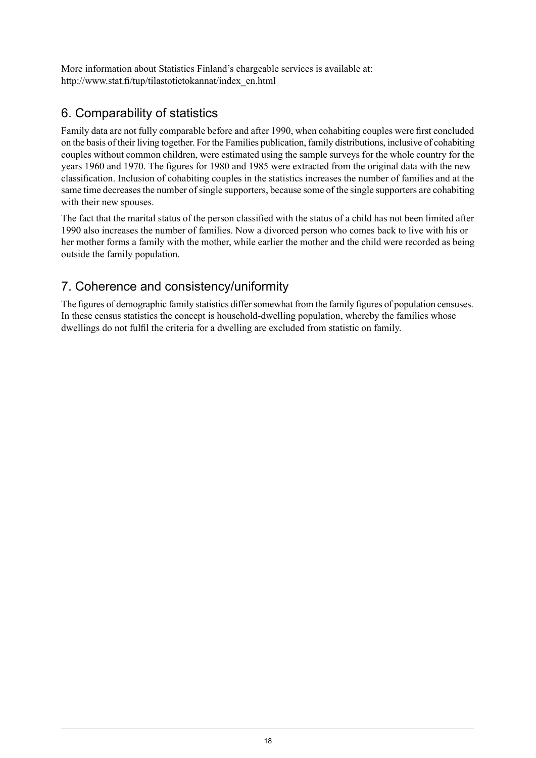More information about Statistics Finland's chargeable services is available at:
http://www.stat.fi/tup/tilastotietokannat/index_en.html

## 6. Comparability of statistics

Family data are not fully comparable before and after 1990, when cohabiting couples were first concluded on the basis of their living together. For the Families publication, family distributions, inclusive of cohabiting couples without common children, were estimated using the sample surveys for the whole country for the years 1960 and 1970. The figures for 1980 and 1985 were extracted from the original data with the new classification. Inclusion of cohabiting couples in the statistics increases the number of families and at the same time decreases the number of single supporters, because some of the single supporters are cohabiting with their new spouses.

The fact that the marital status of the person classified with the status of a child has not been limited after 1990 also increases the number of families. Now a divorced person who comes back to live with his or her mother forms a family with the mother, while earlier the mother and the child were recorded as being outside the family population.

## 7. Coherence and consistency/uniformity

The figures of demographic family statistics differ somewhat from the family figures of population censuses. In these census statistics the concept is household-dwelling population, whereby the families whose dwellings do not fulfil the criteria for a dwelling are excluded from statistic on family.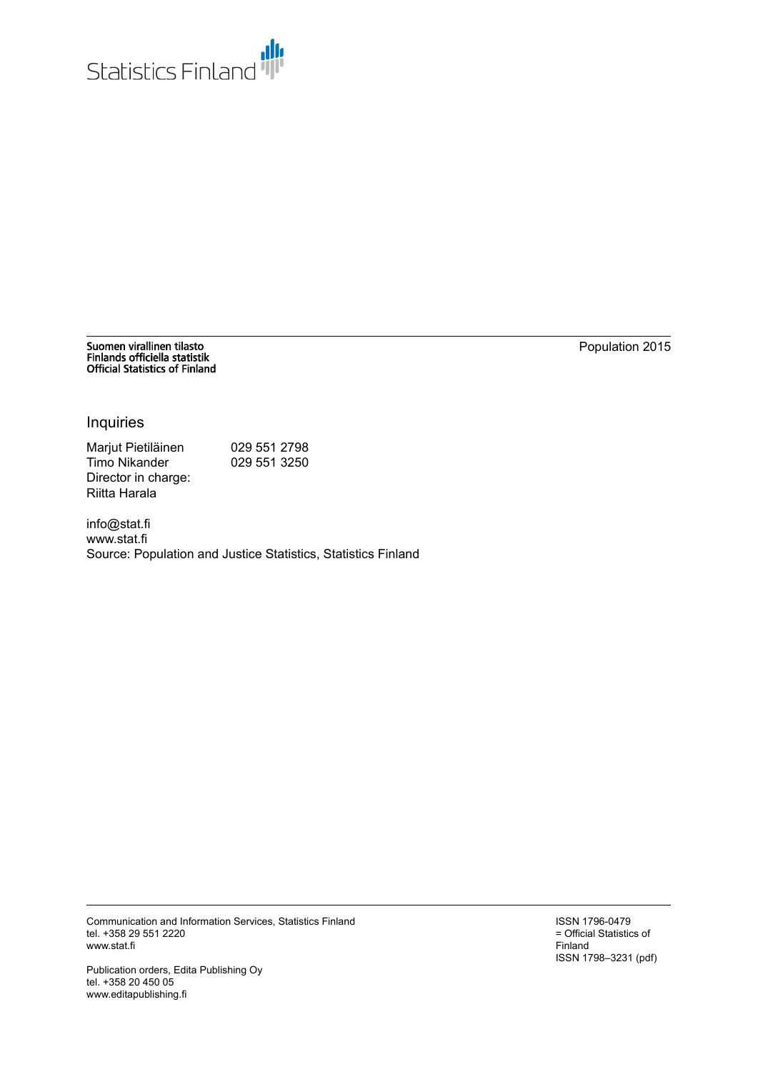Statistics Finland

Suomen virallinen tilasto
Finlands officiella statistik
Official Statistics of Finland

Population 2015

## Inquiries

| | |
|---|---|
| Marjut Pietiläinen | 029 551 2798 |
| Timo Nikander | 029 551 3250 |
| Director in charge: | |
| Riitta Harala | |

info@stat.fi
www.stat.fi
Source: Population and Justice Statistics, Statistics Finland

Communication and Information Services, Statistics Finland
tel. +358 29 551 2220
www.stat.fi

Publication orders, Edita Publishing Oy
tel. +358 20 450 05
www.editapublishing.fi

ISSN 1796-0479
= Official Statistics of Finland
ISSN 1798–3231 (pdf)